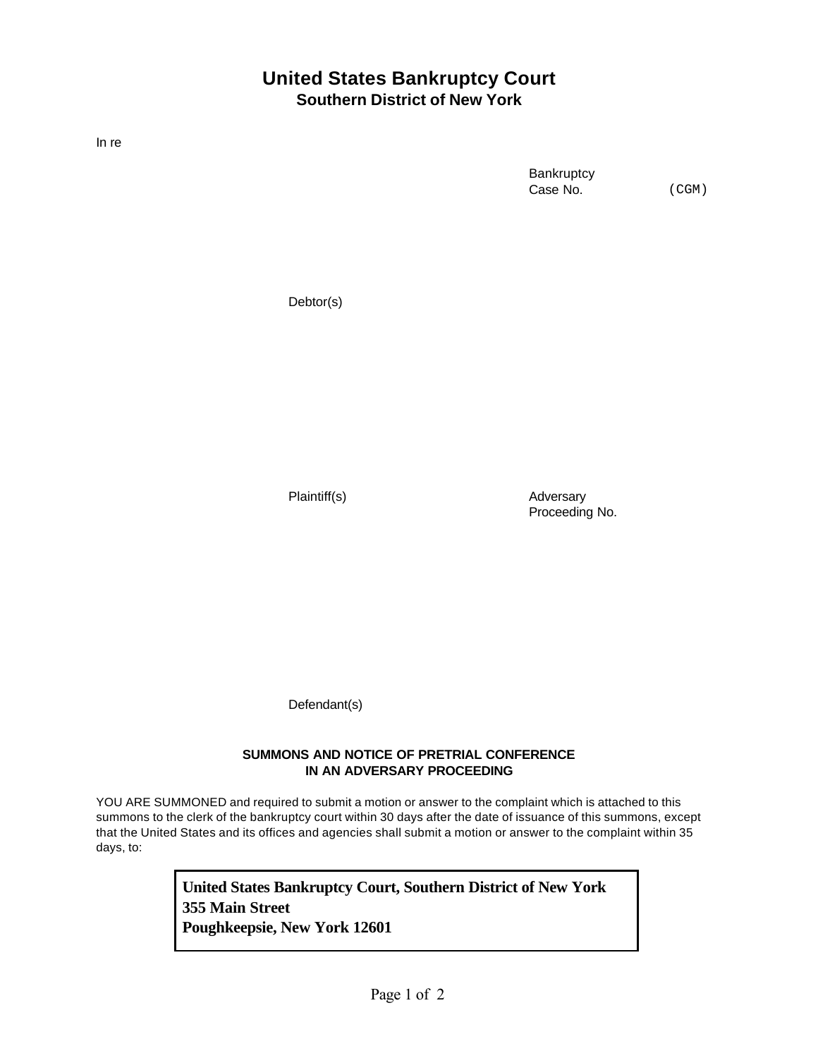# United States Bankruptcy Court
## Southern District of New York

In re

Bankruptcy Case No. (CGM)

Debtor(s)

Plaintiff(s)

Adversary Proceeding No.

Defendant(s)

**SUMMONS AND NOTICE OF PRETRIAL CONFERENCE IN AN ADVERSARY PROCEEDING**

YOU ARE SUMMONED and required to submit a motion or answer to the complaint which is attached to this summons to the clerk of the bankruptcy court within 30 days after the date of issuance of this summons, except that the United States and its offices and agencies shall submit a motion or answer to the complaint within 35 days, to:

**United States Bankruptcy Court, Southern District of New York**
**355 Main Street**
**Poughkeepsie, New York 12601**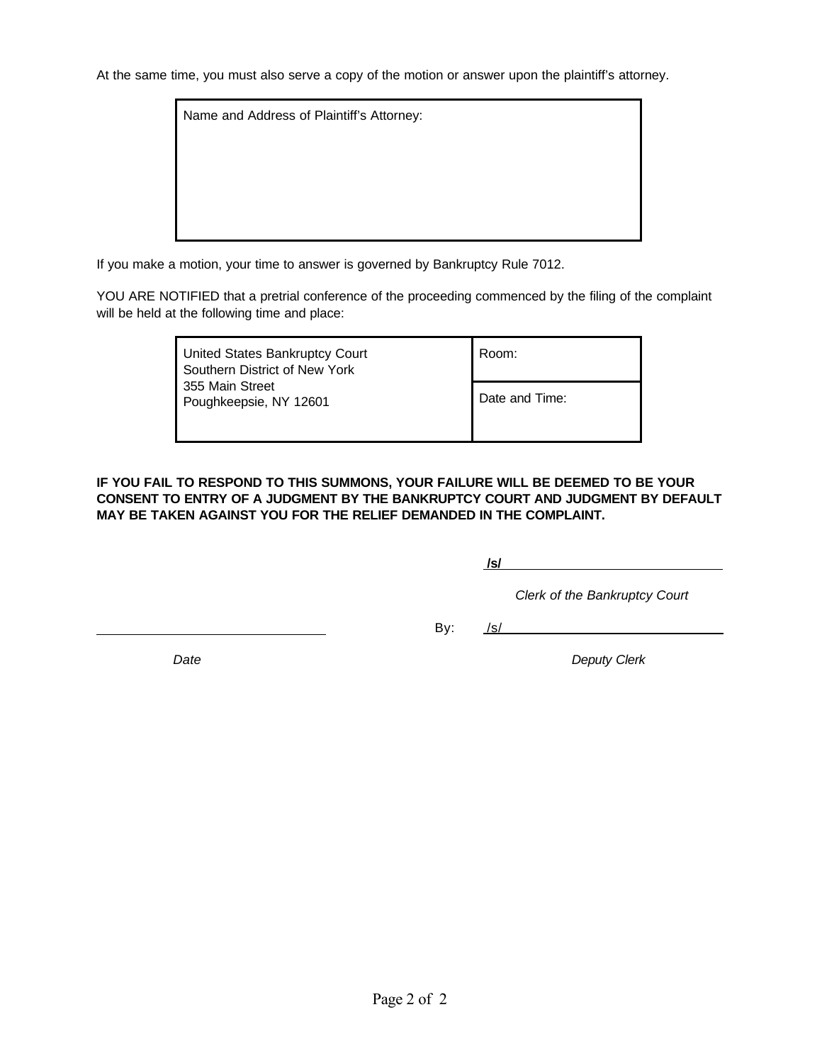At the same time, you must also serve a copy of the motion or answer upon the plaintiff's attorney.

| |
|---|
| Name and Address of Plaintiff's Attorney: |

If you make a motion, your time to answer is governed by Bankruptcy Rule 7012.

YOU ARE NOTIFIED that a pretrial conference of the proceeding commenced by the filing of the complaint will be held at the following time and place:

| | |
|---|---|
| United States Bankruptcy Court<br>Southern District of New York<br>355 Main Street<br>Poughkeepsie, NY 12601 | Room: |
| | Date and Time: |

**IF YOU FAIL TO RESPOND TO THIS SUMMONS, YOUR FAILURE WILL BE DEEMED TO BE YOUR CONSENT TO ENTRY OF A JUDGMENT BY THE BANKRUPTCY COURT AND JUDGMENT BY DEFAULT MAY BE TAKEN AGAINST YOU FOR THE RELIEF DEMANDED IN THE COMPLAINT.**

**/s/** ______________________________

*Clerk of the Bankruptcy Court*

______________________________ By: /s/ ______________________________

*Date* *Deputy Clerk*